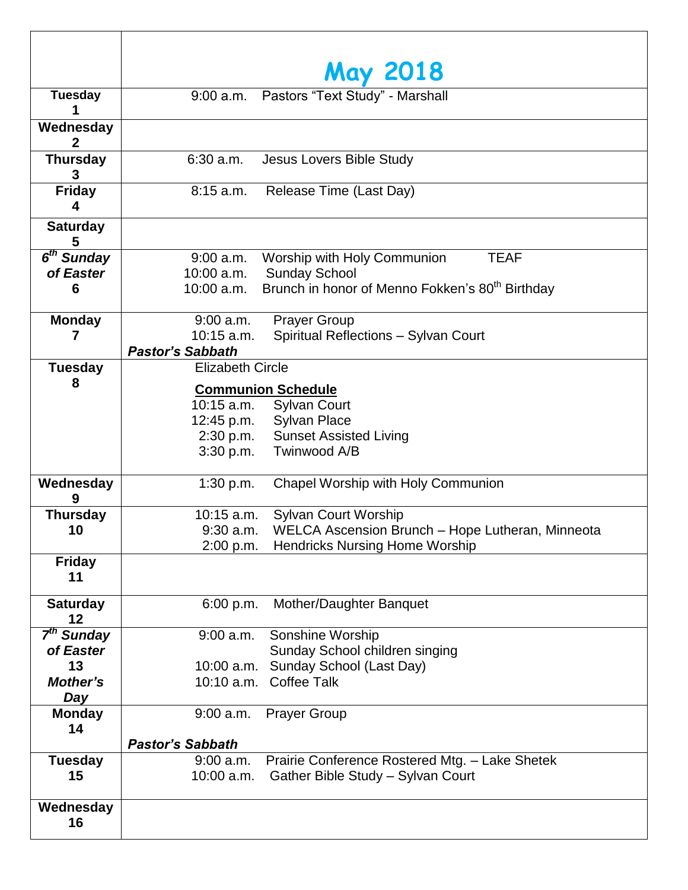| | May 2018 |
|---|---|
| **Tuesday 1** | 9:00 a.m. Pastors "Text Study" - Marshall |
| **Wednesday 2** | |
| **Thursday 3** | 6:30 a.m. Jesus Lovers Bible Study |
| **Friday 4** | 8:15 a.m. Release Time (Last Day) |
| **Saturday 5** | |
| ***6th Sunday of Easter* 6** | 9:00 a.m. Worship with Holy Communion TEAF<br>10:00 a.m. Sunday School<br>10:00 a.m. Brunch in honor of Menno Fokken's 80th Birthday |
| **Monday 7** | 9:00 a.m. Prayer Group<br>10:15 a.m. Spiritual Reflections – Sylvan Court<br>***Pastor's Sabbath*** |
| **Tuesday 8** | Elizabeth Circle<br>**<u>Communion Schedule</u>**<br>10:15 a.m. Sylvan Court<br>12:45 p.m. Sylvan Place<br>2:30 p.m. Sunset Assisted Living<br>3:30 p.m. Twinwood A/B |
| **Wednesday 9** | 1:30 p.m. Chapel Worship with Holy Communion |
| **Thursday 10** | 10:15 a.m. Sylvan Court Worship<br>9:30 a.m. WELCA Ascension Brunch – Hope Lutheran, Minneota<br>2:00 p.m. Hendricks Nursing Home Worship |
| **Friday 11** | |
| **Saturday 12** | 6:00 p.m. Mother/Daughter Banquet |
| ***7th Sunday of Easter* 13 *Mother's Day*** | 9:00 a.m. Sonshine Worship<br>Sunday School children singing<br>10:00 a.m. Sunday School (Last Day)<br>10:10 a.m. Coffee Talk |
| **Monday 14** | 9:00 a.m. Prayer Group<br>***Pastor's Sabbath*** |
| **Tuesday 15** | 9:00 a.m. Prairie Conference Rostered Mtg. – Lake Shetek<br>10:00 a.m. Gather Bible Study – Sylvan Court |
| **Wednesday 16** | |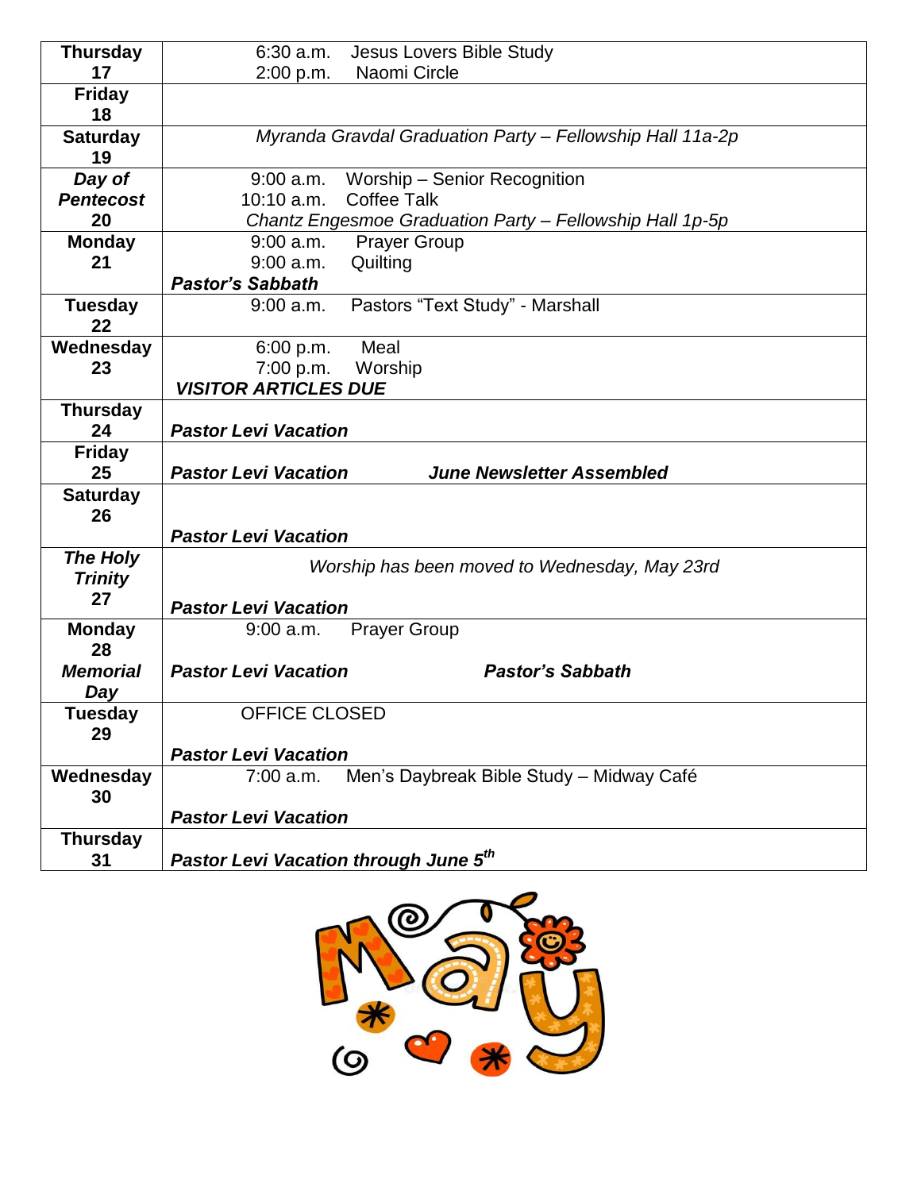| | |
|---|---|
| **Thursday 17** | 6:30 a.m. Jesus Lovers Bible Study<br>2:00 p.m. Naomi Circle |
| **Friday 18** | |
| **Saturday 19** | *Myranda Gravdal Graduation Party – Fellowship Hall 11a-2p* |
| ***Day of Pentecost*** **20** | 9:00 a.m. Worship – Senior Recognition<br>10:10 a.m. Coffee Talk<br>*Chantz Engesmoe Graduation Party – Fellowship Hall 1p-5p* |
| **Monday 21** | 9:00 a.m. Prayer Group<br>9:00 a.m. Quilting<br>***Pastor's Sabbath*** |
| **Tuesday 22** | 9:00 a.m. Pastors "Text Study" - Marshall |
| **Wednesday 23** | 6:00 p.m. Meal<br>7:00 p.m. Worship<br>***VISITOR ARTICLES DUE*** |
| **Thursday 24** | ***Pastor Levi Vacation*** |
| **Friday 25** | ***Pastor Levi Vacation*** ***June Newsletter Assembled*** |
| **Saturday 26** | ***Pastor Levi Vacation*** |
| ***The Holy Trinity*** **27** | *Worship has been moved to Wednesday, May 23rd*<br>***Pastor Levi Vacation*** |
| **Monday 28** ***Memorial Day*** | 9:00 a.m. Prayer Group<br>***Pastor Levi Vacation*** ***Pastor's Sabbath*** |
| **Tuesday 29** | OFFICE CLOSED<br>***Pastor Levi Vacation*** |
| **Wednesday 30** | 7:00 a.m. Men's Daybreak Bible Study – Midway Café<br>***Pastor Levi Vacation*** |
| **Thursday 31** | ***Pastor Levi Vacation through June 5th*** |